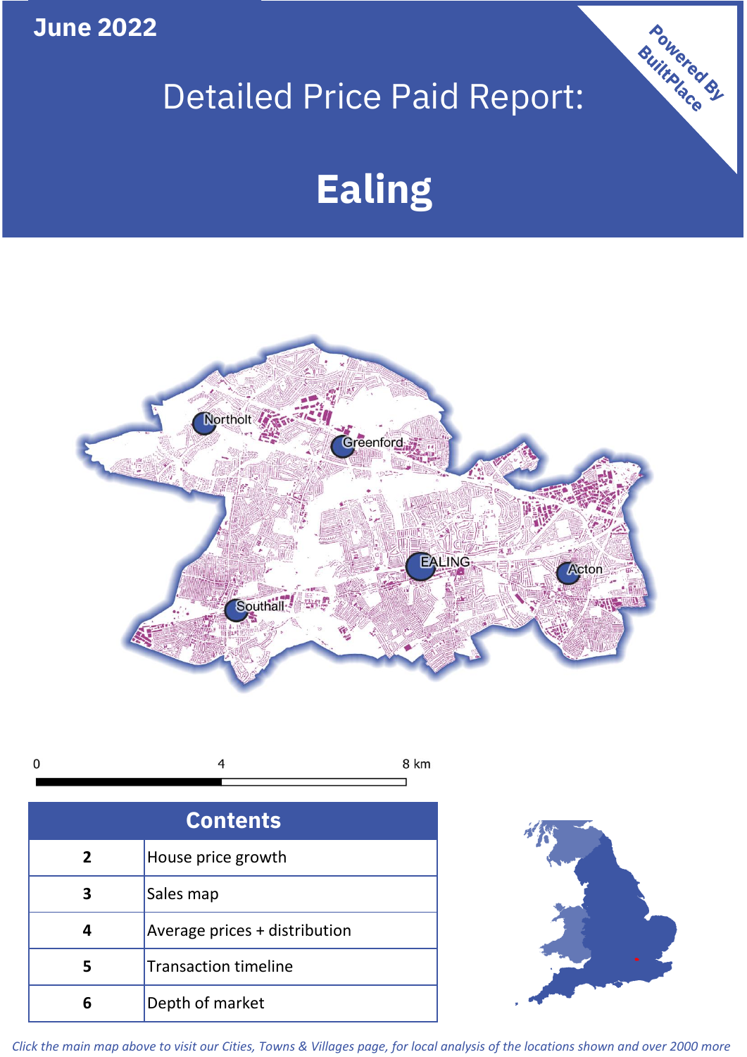June 2022

# Detailed Price Paid Report:

# Ealing

Powered By BuiltPlace

| Contents | |
|---|---|
| 2 | House price growth |
| 3 | Sales map |
| 4 | Average prices + distribution |
| 5 | Transaction timeline |
| 6 | Depth of market |

*Click the main map above to visit our Cities, Towns & Villages page, for local analysis of the locations shown and over 2000 more*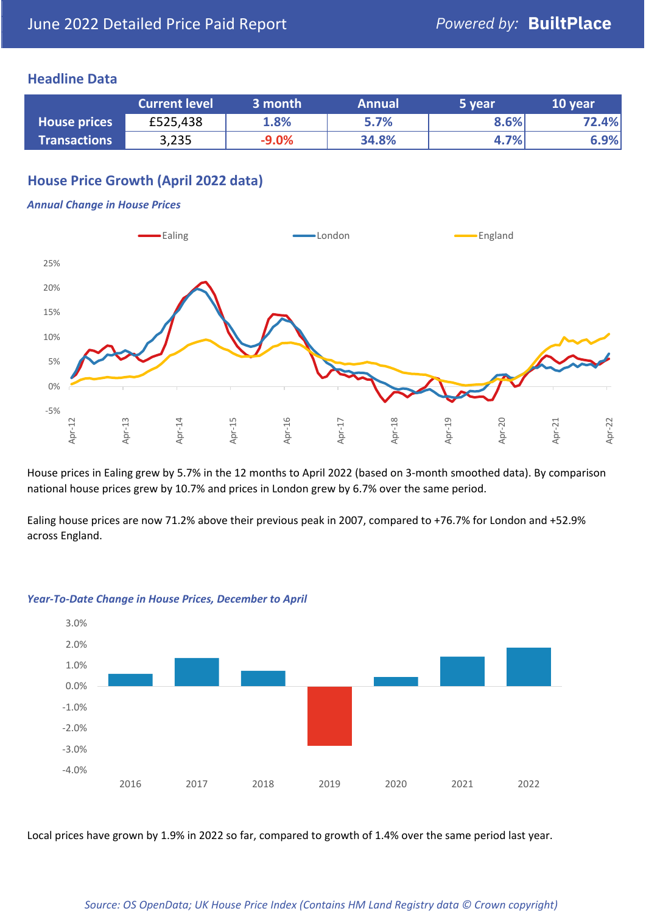June 2022 Detailed Price Paid Report — *Powered by:* **BuiltPlace**

## Headline Data

| | Current level | 3 month | Annual | 5 year | 10 year |
|---|---|---|---|---|---|
| **House prices** | £525,438 | 1.8% | 5.7% | 8.6% | 72.4% |
| **Transactions** | 3,235 | -9.0% | 34.8% | 4.7% | 6.9% |

## House Price Growth (April 2022 data)

### *Annual Change in House Prices*

House prices in Ealing grew by 5.7% in the 12 months to April 2022 (based on 3-month smoothed data). By comparison national house prices grew by 10.7% and prices in London grew by 6.7% over the same period.

Ealing house prices are now 71.2% above their previous peak in 2007, compared to +76.7% for London and +52.9% across England.

### *Year-To-Date Change in House Prices, December to April*

Local prices have grown by 1.9% in 2022 so far, compared to growth of 1.4% over the same period last year.

*Source: OS OpenData; UK House Price Index (Contains HM Land Registry data © Crown copyright)*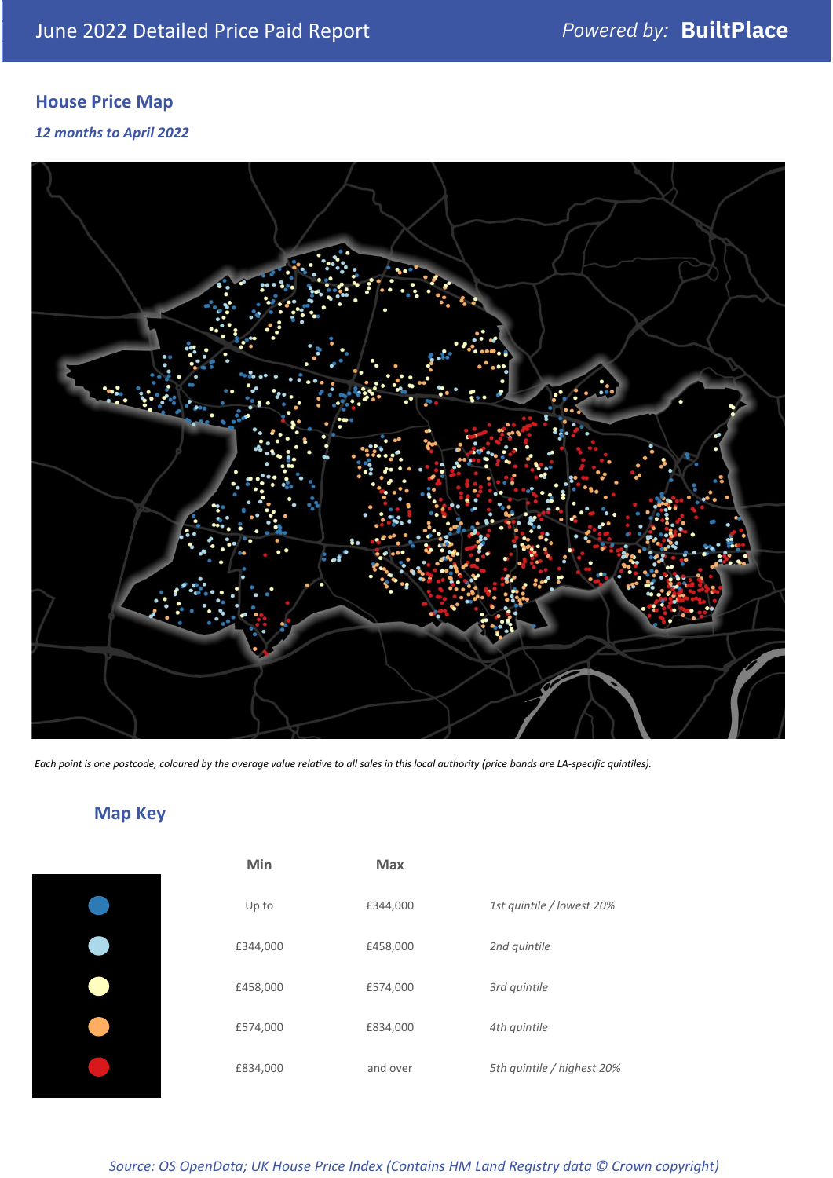## House Price Map

*12 months to April 2022*

*Each point is one postcode, coloured by the average value relative to all sales in this local authority (price bands are LA-specific quintiles).*

## Map Key

| | Min | Max | |
|---|---|---|---|
| | Up to | £344,000 | *1st quintile / lowest 20%* |
| | £344,000 | £458,000 | *2nd quintile* |
| | £458,000 | £574,000 | *3rd quintile* |
| | £574,000 | £834,000 | *4th quintile* |
| | £834,000 | and over | *5th quintile / highest 20%* |

*Source: OS OpenData; UK House Price Index (Contains HM Land Registry data © Crown copyright)*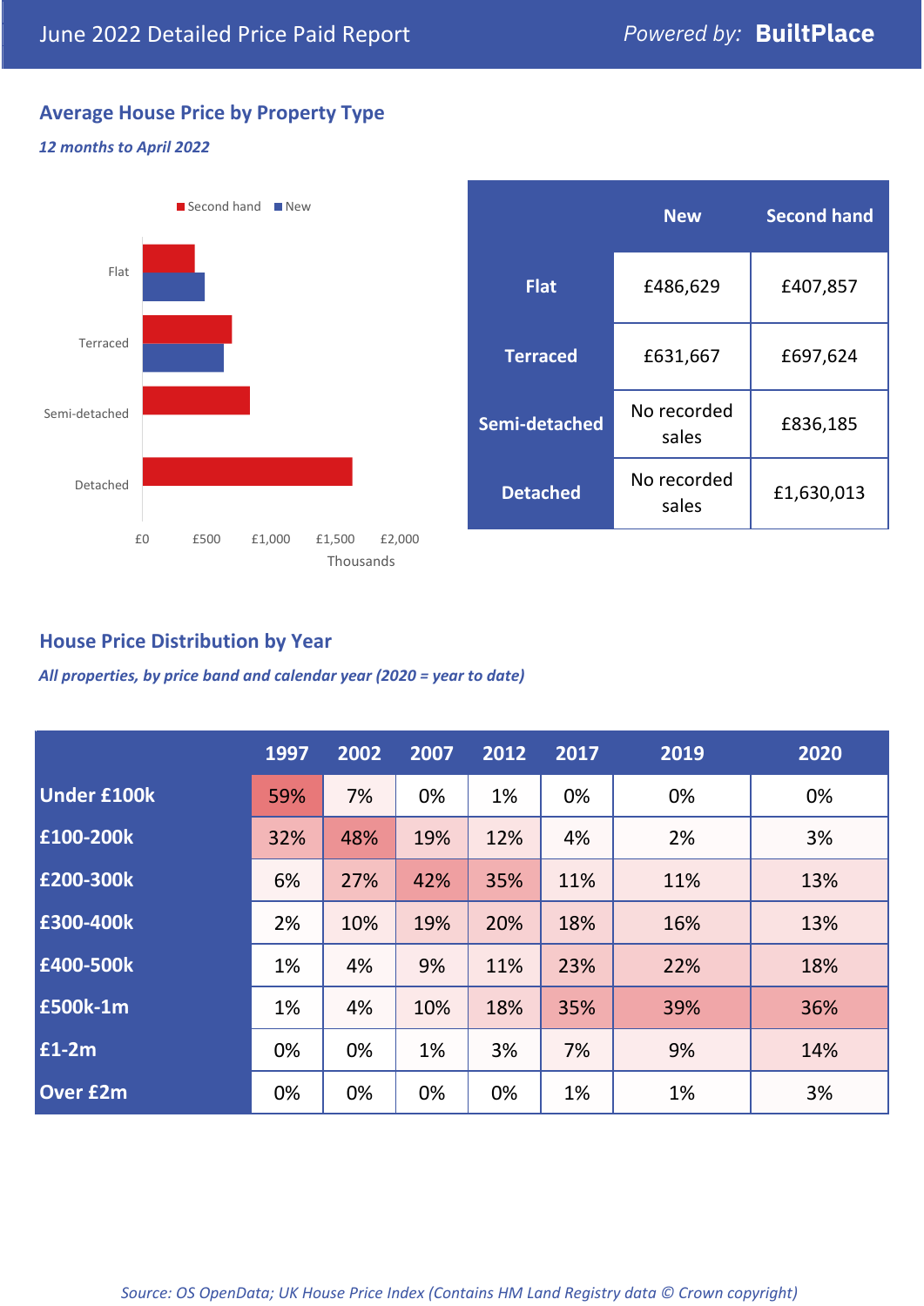# June 2022 Detailed Price Paid Report

Powered by: **BuiltPlace**

## Average House Price by Property Type

*12 months to April 2022*

| | New | Second hand |
|---|---|---|
| **Flat** | £486,629 | £407,857 |
| **Terraced** | £631,667 | £697,624 |
| **Semi-detached** | No recorded sales | £836,185 |
| **Detached** | No recorded sales | £1,630,013 |

## House Price Distribution by Year

*All properties, by price band and calendar year (2020 = year to date)*

| | 1997 | 2002 | 2007 | 2012 | 2017 | 2019 | 2020 |
|---|---|---|---|---|---|---|---|
| **Under £100k** | 59% | 7% | 0% | 1% | 0% | 0% | 0% |
| **£100-200k** | 32% | 48% | 19% | 12% | 4% | 2% | 3% |
| **£200-300k** | 6% | 27% | 42% | 35% | 11% | 11% | 13% |
| **£300-400k** | 2% | 10% | 19% | 20% | 18% | 16% | 13% |
| **£400-500k** | 1% | 4% | 9% | 11% | 23% | 22% | 18% |
| **£500k-1m** | 1% | 4% | 10% | 18% | 35% | 39% | 36% |
| **£1-2m** | 0% | 0% | 1% | 3% | 7% | 9% | 14% |
| **Over £2m** | 0% | 0% | 0% | 0% | 1% | 1% | 3% |

*Source: OS OpenData; UK House Price Index (Contains HM Land Registry data © Crown copyright)*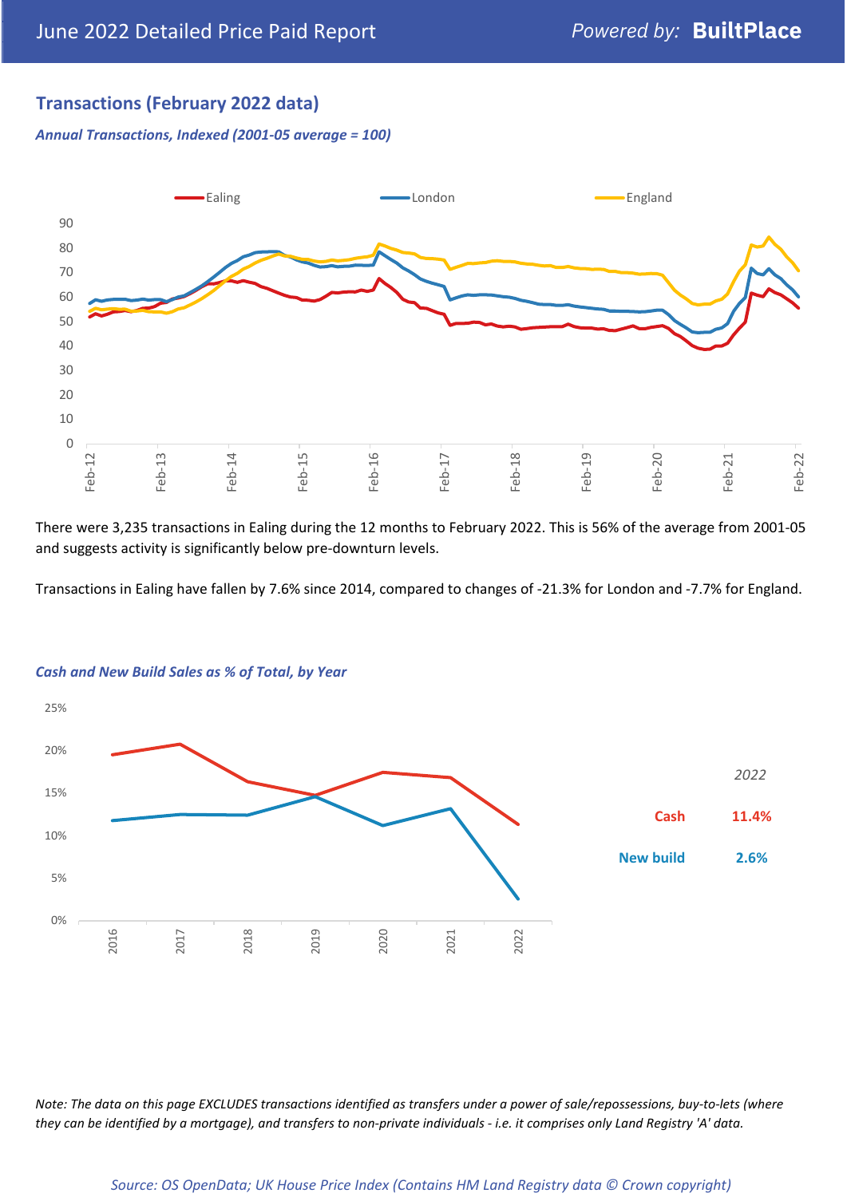## Transactions (February 2022 data)

*Annual Transactions, Indexed (2001-05 average = 100)*

There were 3,235 transactions in Ealing during the 12 months to February 2022. This is 56% of the average from 2001-05 and suggests activity is significantly below pre-downturn levels.

Transactions in Ealing have fallen by 7.6% since 2014, compared to changes of -21.3% for London and -7.7% for England.

*Cash and New Build Sales as % of Total, by Year*

| 2022 | |
|---|---|
| Cash | 11.4% |
| New build | 2.6% |

*Note: The data on this page EXCLUDES transactions identified as transfers under a power of sale/repossessions, buy-to-lets (where they can be identified by a mortgage), and transfers to non-private individuals - i.e. it comprises only Land Registry 'A' data.*

*Source: OS OpenData; UK House Price Index (Contains HM Land Registry data © Crown copyright)*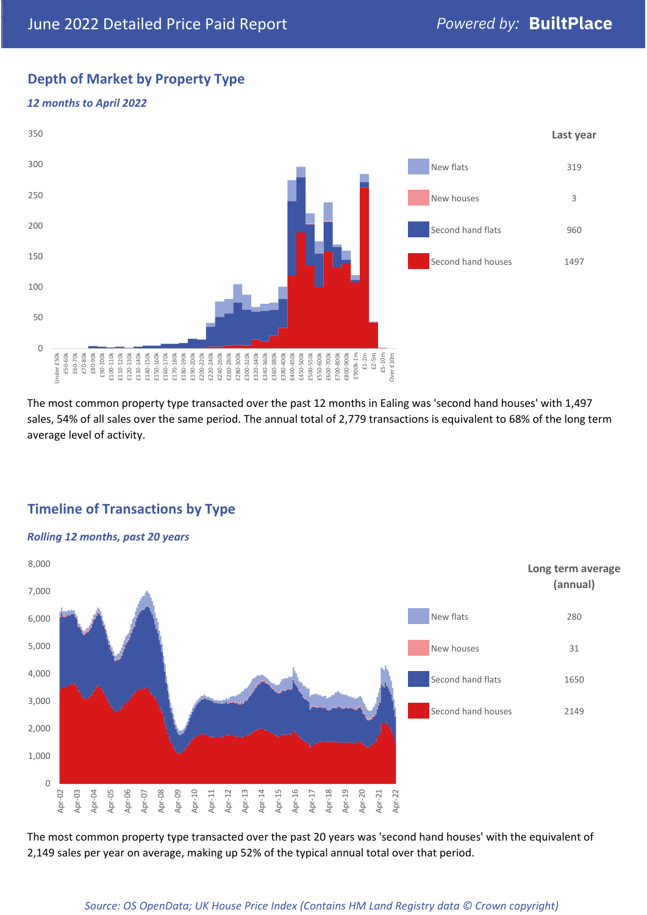June 2022 Detailed Price Paid Report

*Powered by:* **BuiltPlace**

## Depth of Market by Property Type

*12 months to April 2022*

350
300
250
200
150
100
50
0

Under £50k, £50-60k, £60-70k, £70-80k, £80-90k, £90-100k, £100-110k, £110-120k, £120-130k, £130-140k, £140-150k, £150-160k, £160-170k, £170-180k, £180-190k, £190-200k, £200-220k, £220-240k, £240-260k, £260-280k, £280-300k, £300-320k, £320-340k, £340-360k, £360-380k, £380-400k, £400-450k, £450-500k, £500-550k, £550-600k, £600-700k, £700-800k, £800-900k, £900k-1m, £1-2m, £2-5m, £5-10m, Over £10m

Last year

New flats 319

New houses 3

Second hand flats 960

Second hand houses 1497

The most common property type transacted over the past 12 months in Ealing was 'second hand houses' with 1,497 sales, 54% of all sales over the same period. The annual total of 2,779 transactions is equivalent to 68% of the long term average level of activity.

## Timeline of Transactions by Type

*Rolling 12 months, past 20 years*

8,000
7,000
6,000
5,000
4,000
3,000
2,000
1,000
0

Apr-02, Apr-03, Apr-04, Apr-05, Apr-06, Apr-07, Apr-08, Apr-09, Apr-10, Apr-11, Apr-12, Apr-13, Apr-14, Apr-15, Apr-16, Apr-17, Apr-18, Apr-19, Apr-20, Apr-21, Apr-22

Long term average (annual)

New flats 280

New houses 31

Second hand flats 1650

Second hand houses 2149

The most common property type transacted over the past 20 years was 'second hand houses' with the equivalent of 2,149 sales per year on average, making up 52% of the typical annual total over that period.

*Source: OS OpenData; UK House Price Index (Contains HM Land Registry data © Crown copyright)*